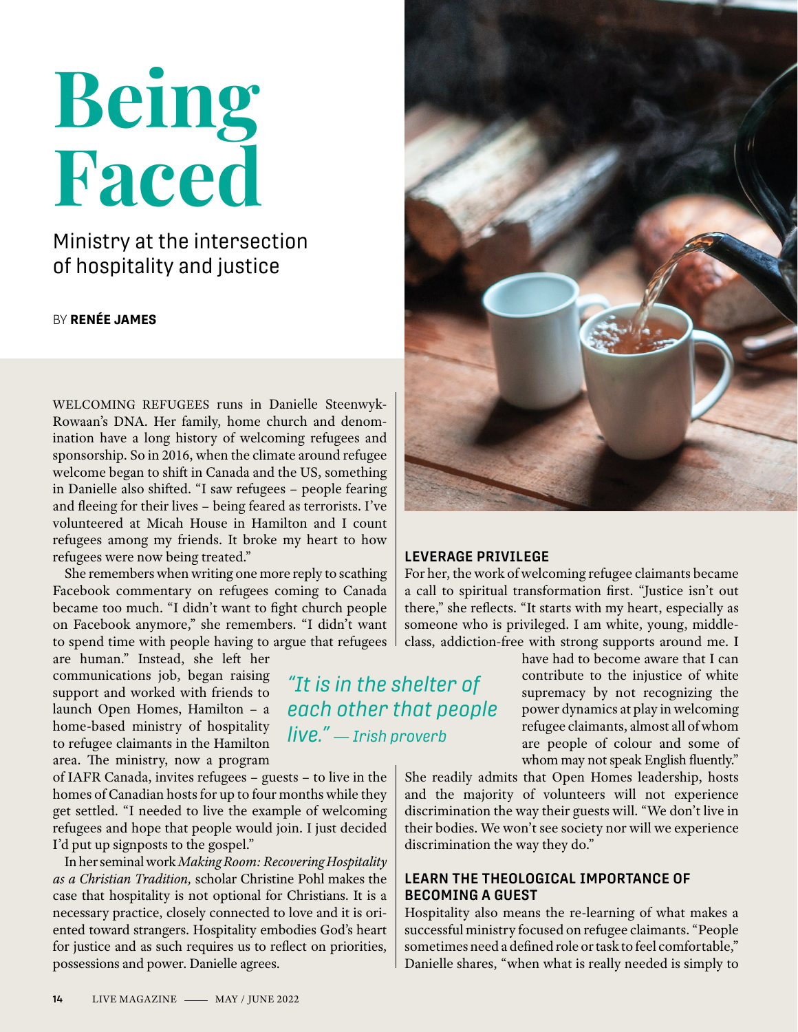# Being Faced

## Ministry at the intersection of hospitality and justice

BY **RENÉE JAMES**

WELCOMING REFUGEES runs in Danielle Steenwyk-Rowaan's DNA. Her family, home church and denomination have a long history of welcoming refugees and sponsorship. So in 2016, when the climate around refugee welcome began to shift in Canada and the US, something in Danielle also shifted. "I saw refugees – people fearing and fleeing for their lives – being feared as terrorists. I've volunteered at Micah House in Hamilton and I count refugees among my friends. It broke my heart to how refugees were now being treated."

She remembers when writing one more reply to scathing Facebook commentary on refugees coming to Canada became too much. "I didn't want to fight church people on Facebook anymore," she remembers. "I didn't want to spend time with people having to argue that refugees are human." Instead, she left her communications job, began raising support and worked with friends to launch Open Homes, Hamilton – a home-based ministry of hospitality to refugee claimants in the Hamilton area. The ministry, now a program of IAFR Canada, invites refugees – guests – to live in the homes of Canadian hosts for up to four months while they get settled. "I needed to live the example of welcoming refugees and hope that people would join. I just decided I'd put up signposts to the gospel."

*"It is in the shelter of each other that people live." — Irish proverb*

In her seminal work *Making Room: Recovering Hospitality as a Christian Tradition,* scholar Christine Pohl makes the case that hospitality is not optional for Christians. It is a necessary practice, closely connected to love and it is oriented toward strangers. Hospitality embodies God's heart for justice and as such requires us to reflect on priorities, possessions and power. Danielle agrees.

### LEVERAGE PRIVILEGE

For her, the work of welcoming refugee claimants became a call to spiritual transformation first. "Justice isn't out there," she reflects. "It starts with my heart, especially as someone who is privileged. I am white, young, middle-class, addiction-free with strong supports around me. I have had to become aware that I can contribute to the injustice of white supremacy by not recognizing the power dynamics at play in welcoming refugee claimants, almost all of whom are people of colour and some of whom may not speak English fluently."

She readily admits that Open Homes leadership, hosts and the majority of volunteers will not experience discrimination the way their guests will. "We don't live in their bodies. We won't see society nor will we experience discrimination the way they do."

### LEARN THE THEOLOGICAL IMPORTANCE OF BECOMING A GUEST

Hospitality also means the re-learning of what makes a successful ministry focused on refugee claimants. "People sometimes need a defined role or task to feel comfortable," Danielle shares, "when what is really needed is simply to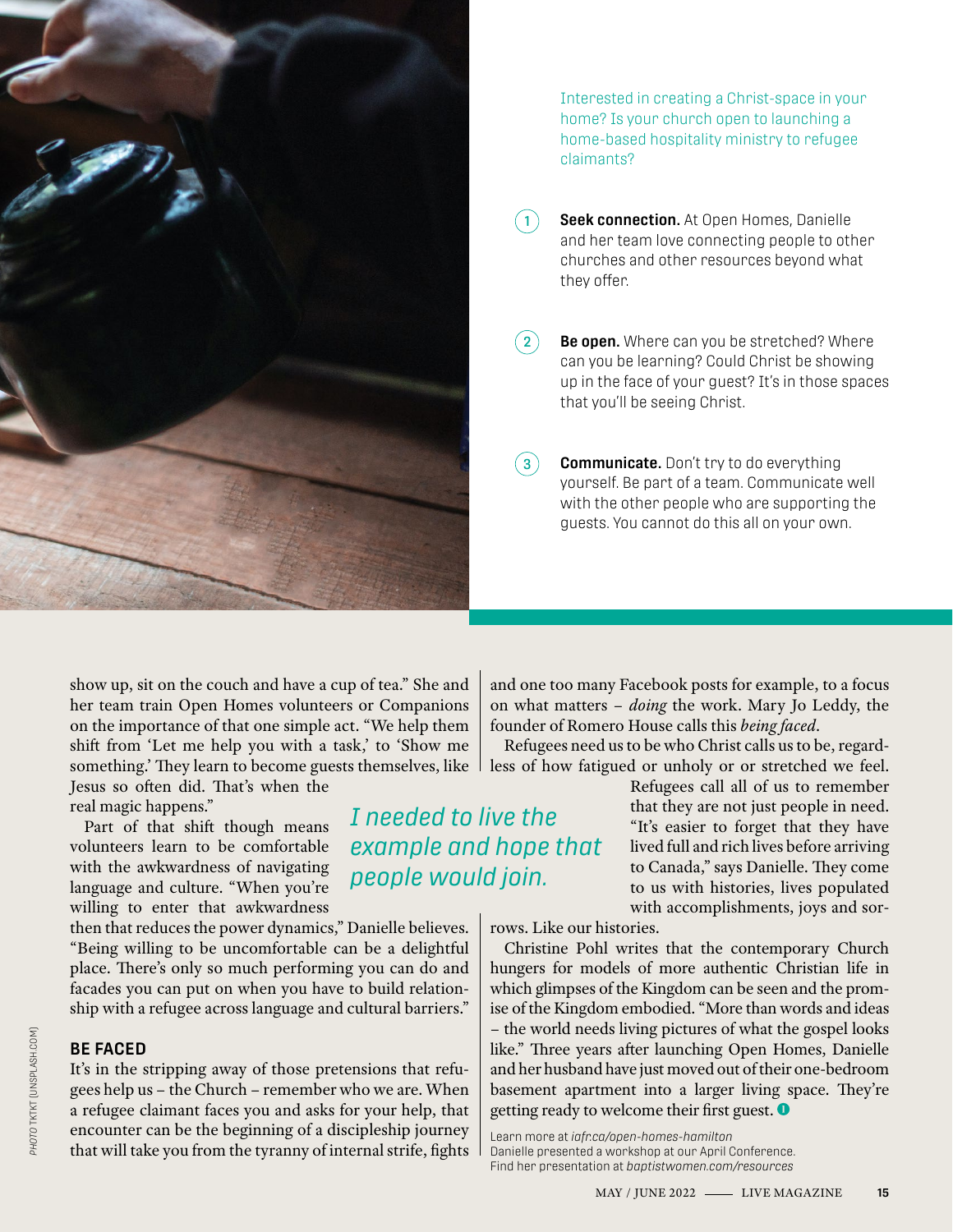Interested in creating a Christ-space in your home? Is your church open to launching a home-based hospitality ministry to refugee claimants?

1. **Seek connection.** At Open Homes, Danielle and her team love connecting people to other churches and other resources beyond what they offer.

2. **Be open.** Where can you be stretched? Where can you be learning? Could Christ be showing up in the face of your guest? It's in those spaces that you'll be seeing Christ.

3. **Communicate.** Don't try to do everything yourself. Be part of a team. Communicate well with the other people who are supporting the guests. You cannot do this all on your own.

show up, sit on the couch and have a cup of tea." She and her team train Open Homes volunteers or Companions on the importance of that one simple act. "We help them shift from 'Let me help you with a task,' to 'Show me something.' They learn to become guests themselves, like Jesus so often did. That's when the real magic happens."

Part of that shift though means volunteers learn to be comfortable with the awkwardness of navigating language and culture. "When you're willing to enter that awkwardness then that reduces the power dynamics," Danielle believes. "Being willing to be uncomfortable can be a delightful place. There's only so much performing you can do and facades you can put on when you have to build relationship with a refugee across language and cultural barriers."

*I needed to live the example and hope that people would join.*

## BE FACED

It's in the stripping away of those pretensions that refugees help us – the Church – remember who we are. When a refugee claimant faces you and asks for your help, that encounter can be the beginning of a discipleship journey that will take you from the tyranny of internal strife, fights and one too many Facebook posts for example, to a focus on what matters – *doing* the work. Mary Jo Leddy, the founder of Romero House calls this *being faced*.

Refugees need us to be who Christ calls us to be, regardless of how fatigued or unholy or stretched we feel. Refugees call all of us to remember that they are not just people in need. "It's easier to forget that they have lived full and rich lives before arriving to Canada," says Danielle. They come to us with histories, lives populated with accomplishments, joys and sorrows. Like our histories.

Christine Pohl writes that the contemporary Church hungers for models of more authentic Christian life in which glimpses of the Kingdom can be seen and the promise of the Kingdom embodied. "More than words and ideas – the world needs living pictures of what the gospel looks like." Three years after launching Open Homes, Danielle and her husband have just moved out of their one-bedroom basement apartment into a larger living space. They're getting ready to welcome their first guest.

Learn more at *iafr.ca/open-homes-hamilton*
Danielle presented a workshop at our April Conference.
Find her presentation at *baptistwomen.com/resources*

PHOTO TKTKT [UNSPLASH.COM]